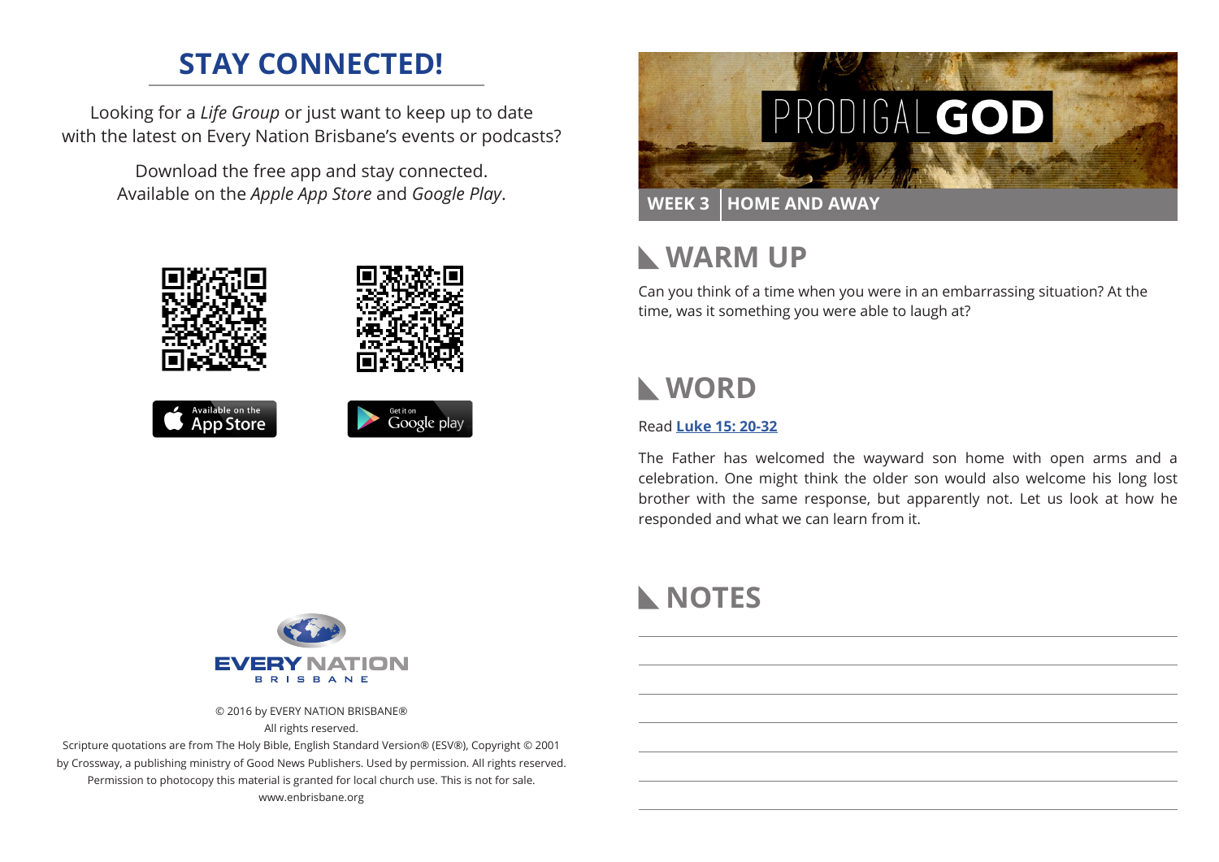## STAY CONNECTED!

Looking for a *Life Group* or just want to keep up to date with the latest on Every Nation Brisbane's events or podcasts?

Download the free app and stay connected.
Available on the *Apple App Store* and *Google Play*.

Available on the App Store

Get it on Google play

EVERY NATION
BRISBANE

© 2016 by EVERY NATION BRISBANE®
All rights reserved.
Scripture quotations are from The Holy Bible, English Standard Version® (ESV®), Copyright © 2001 by Crossway, a publishing ministry of Good News Publishers. Used by permission. All rights reserved.
Permission to photocopy this material is granted for local church use. This is not for sale.
www.enbrisbane.org

# PRODIGAL **GOD**

**WEEK 3 | HOME AND AWAY**

## WARM UP

Can you think of a time when you were in an embarrassing situation? At the time, was it something you were able to laugh at?

## WORD

Read **Luke 15: 20-32**

The Father has welcomed the wayward son home with open arms and a celebration. One might think the older son would also welcome his long lost brother with the same response, but apparently not. Let us look at how he responded and what we can learn from it.

## NOTES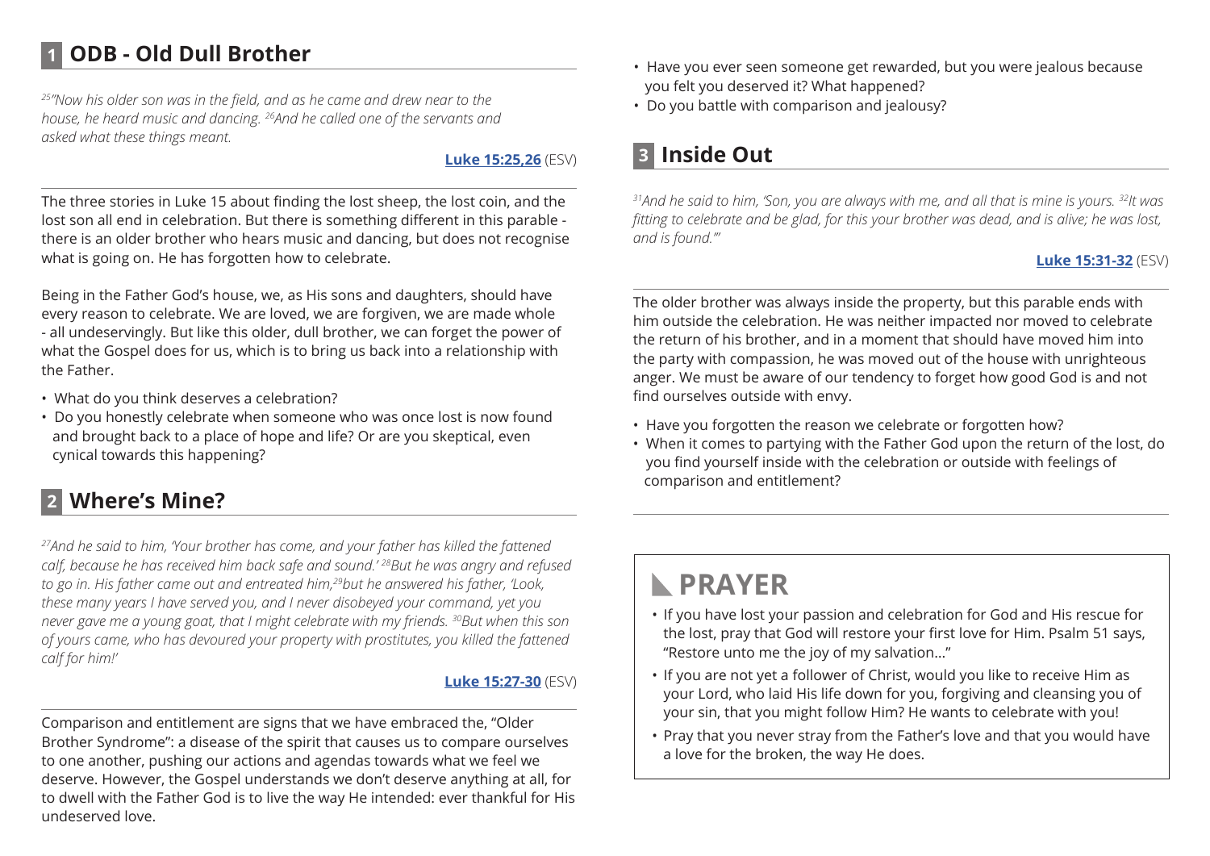## 1 ODB - Old Dull Brother

*[25]"Now his older son was in the field, and as he came and drew near to the house, he heard music and dancing. [26]And he called one of the servants and asked what these things meant.*

**Luke 15:25,26** (ESV)

The three stories in Luke 15 about finding the lost sheep, the lost coin, and the lost son all end in celebration. But there is something different in this parable - there is an older brother who hears music and dancing, but does not recognise what is going on. He has forgotten how to celebrate.

Being in the Father God's house, we, as His sons and daughters, should have every reason to celebrate. We are loved, we are forgiven, we are made whole - all undeservingly. But like this older, dull brother, we can forget the power of what the Gospel does for us, which is to bring us back into a relationship with the Father.

- What do you think deserves a celebration?
- Do you honestly celebrate when someone who was once lost is now found and brought back to a place of hope and life? Or are you skeptical, even cynical towards this happening?

## 2 Where's Mine?

*[27]And he said to him, 'Your brother has come, and your father has killed the fattened calf, because he has received him back safe and sound.' [28]But he was angry and refused to go in. His father came out and entreated him,[29]but he answered his father, 'Look, these many years I have served you, and I never disobeyed your command, yet you never gave me a young goat, that I might celebrate with my friends. [30]But when this son of yours came, who has devoured your property with prostitutes, you killed the fattened calf for him!'*

**Luke 15:27-30** (ESV)

Comparison and entitlement are signs that we have embraced the, "Older Brother Syndrome": a disease of the spirit that causes us to compare ourselves to one another, pushing our actions and agendas towards what we feel we deserve. However, the Gospel understands we don't deserve anything at all, for to dwell with the Father God is to live the way He intended: ever thankful for His undeserved love.

- Have you ever seen someone get rewarded, but you were jealous because you felt you deserved it? What happened?
- Do you battle with comparison and jealousy?

## 3 Inside Out

*[31]And he said to him, 'Son, you are always with me, and all that is mine is yours. [32]It was fitting to celebrate and be glad, for this your brother was dead, and is alive; he was lost, and is found.'"*

**Luke 15:31-32** (ESV)

The older brother was always inside the property, but this parable ends with him outside the celebration. He was neither impacted nor moved to celebrate the return of his brother, and in a moment that should have moved him into the party with compassion, he was moved out of the house with unrighteous anger. We must be aware of our tendency to forget how good God is and not find ourselves outside with envy.

- Have you forgotten the reason we celebrate or forgotten how?
- When it comes to partying with the Father God upon the return of the lost, do you find yourself inside with the celebration or outside with feelings of comparison and entitlement?

## PRAYER

- If you have lost your passion and celebration for God and His rescue for the lost, pray that God will restore your first love for Him. Psalm 51 says, "Restore unto me the joy of my salvation…"
- If you are not yet a follower of Christ, would you like to receive Him as your Lord, who laid His life down for you, forgiving and cleansing you of your sin, that you might follow Him? He wants to celebrate with you!
- Pray that you never stray from the Father's love and that you would have a love for the broken, the way He does.